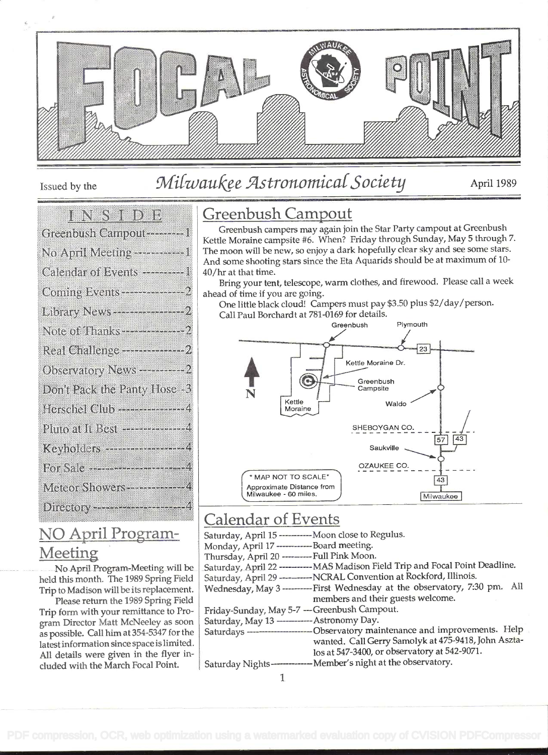# FOCAL POINT

Issued by the *Milwaukee Astronomical Society* April 1989

## INSIDE

- Greenbush Campout---------1
- No April Meeting------------1
- Calendar of Events----------1
- Coming Events--------------2
- Library News----------------2
- Note of Thanks--------------2
- Real Challenge---------------2
- Observatory News-----------2
- Don't Pack the Panty Hose -3
- Herschel Club----------------4
- Pluto at It Best---------------4
- Keyholders-------------------4
- For Sale-----------------------4
- Meteor Showers--------------4
- Directory----------------------4

## NO April Program-Meeting

No April Program-Meeting will be held this month. The 1989 Spring Field Trip to Madison will be its replacement.

Please return the 1989 Spring Field Trip form with your remittance to Program Director Matt McNeeley as soon as possible. Call him at 354-5347 for the latest information since space is limited. All details were given in the flyer included with the March Focal Point.

## Greenbush Campout

Greenbush campers may again join the Star Party campout at Greenbush Kettle Moraine campsite #6. When? Friday through Sunday, May 5 through 7. The moon will be new, so enjoy a dark hopefully clear sky and see some stars. And some shooting stars since the Eta Aquarids should be at maximum of 10-40/hr at that time.

Bring your tent, telescope, warm clothes, and firewood. Please call a week ahead of time if you are going.

One little black cloud! Campers must pay $3.50 plus $2/day/person. Call Paul Borchardt at 781-0169 for details.

[Map: Greenbush, Plymouth, 23, Kettle Moraine Dr., Greenbush Campsite, Kettle Moraine, Waldo, N, SHEBOYGAN CO., 57, 43, Saukville, OZAUKEE CO., 43, Milwaukee]

\* MAP NOT TO SCALE\*
Approximate Distance from Milwaukee - 60 miles.

## Calendar of Events

- Saturday, April 15 -----------Moon close to Regulus.
- Monday, April 17 ------------Board meeting.
- Thursday, April 20 ----------Full Pink Moon.
- Saturday, April 22 -----------MAS Madison Field Trip and Focal Point Deadline.
- Saturday, April 29 -----------NCRAL Convention at Rockford, Illinois.
- Wednesday, May 3 ----------First Wednesday at the observatory, 7:30 pm. All members and their guests welcome.
- Friday-Sunday, May 5-7 ---Greenbush Campout.
- Saturday, May 13 -----------Astronomy Day.
- Saturdays ---------------------Observatory maintenance and improvements. Help wanted. Call Gerry Samolyk at 475-9418, John Asztalos at 547-3400, or observatory at 542-9071.
- Saturday Nights--------------Member's night at the observatory.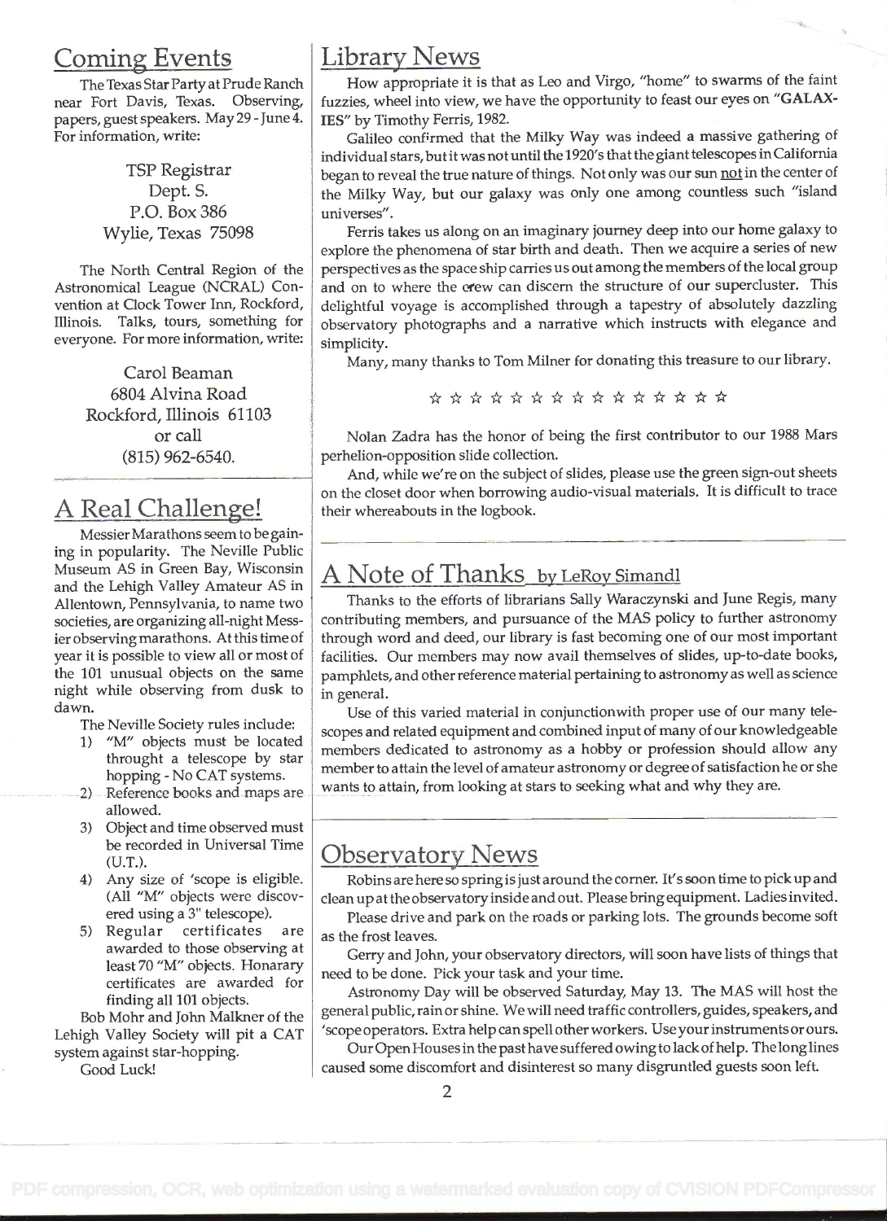## Coming Events

The Texas Star Party at Prude Ranch near Fort Davis, Texas. Observing, papers, guest speakers. May 29 - June 4. For information, write:

TSP Registrar
Dept. S.
P.O. Box 386
Wylie, Texas 75098

The North Central Region of the Astronomical League (NCRAL) Convention at Clock Tower Inn, Rockford, Illinois. Talks, tours, something for everyone. For more information, write:

Carol Beaman
6804 Alvina Road
Rockford, Illinois 61103
or call
(815) 962-6540.

## A Real Challenge!

Messier Marathons seem to be gaining in popularity. The Neville Public Museum AS in Green Bay, Wisconsin and the Lehigh Valley Amateur AS in Allentown, Pennsylvania, to name two societies, are organizing all-night Messier observing marathons. At this time of year it is possible to view all or most of the 101 unusual objects on the same night while observing from dusk to dawn.

The Neville Society rules include:

1) "M" objects must be located throught a telescope by star hopping - No CAT systems.
2) Reference books and maps are allowed.
3) Object and time observed must be recorded in Universal Time (U.T.).
4) Any size of 'scope is eligible. (All "M" objects were discovered using a 3" telescope).
5) Regular certificates are awarded to those observing at least 70 "M" objects. Honarary certificates are awarded for finding all 101 objects.

Bob Mohr and John Malkner of the Lehigh Valley Society will pit a CAT system against star-hopping.

Good Luck!

## Library News

How appropriate it is that as Leo and Virgo, "home" to swarms of the faint fuzzies, wheel into view, we have the opportunity to feast our eyes on "**GALAXIES**" by Timothy Ferris, 1982.

Galileo confirmed that the Milky Way was indeed a massive gathering of individual stars, but it was not until the 1920's that the giant telescopes in California began to reveal the true nature of things. Not only was our sun not in the center of the Milky Way, but our galaxy was only one among countless such "island universes".

Ferris takes us along on an imaginary journey deep into our home galaxy to explore the phenomena of star birth and death. Then we acquire a series of new perspectives as the space ship carries us out among the members of the local group and on to where the crew can discern the structure of our supercluster. This delightful voyage is accomplished through a tapestry of absolutely dazzling observatory photographs and a narrative which instructs with elegance and simplicity.

Many, many thanks to Tom Milner for donating this treasure to our library.

☆ ☆ ☆ ☆ ☆ ☆ ☆ ☆ ☆ ☆ ☆ ☆ ☆ ☆ ☆

Nolan Zadra has the honor of being the first contributor to our 1988 Mars perhelion-opposition slide collection.

And, while we're on the subject of slides, please use the green sign-out sheets on the closet door when borrowing audio-visual materials. It is difficult to trace their whereabouts in the logbook.

## A Note of Thanks by LeRoy Simandl

Thanks to the efforts of librarians Sally Waraczynski and June Regis, many contributing members, and pursuance of the MAS policy to further astronomy through word and deed, our library is fast becoming one of our most important facilities. Our members may now avail themselves of slides, up-to-date books, pamphlets, and other reference material pertaining to astronomy as well as science in general.

Use of this varied material in conjunctionwith proper use of our many telescopes and related equipment and combined input of many of our knowledgeable members dedicated to astronomy as a hobby or profession should allow any member to attain the level of amateur astronomy or degree of satisfaction he or she wants to attain, from looking at stars to seeking what and why they are.

## Observatory News

Robins are here so spring is just around the corner. It's soon time to pick up and clean up at the observatory inside and out. Please bring equipment. Ladies invited.

Please drive and park on the roads or parking lots. The grounds become soft as the frost leaves.

Gerry and John, your observatory directors, will soon have lists of things that need to be done. Pick your task and your time.

Astronomy Day will be observed Saturday, May 13. The MAS will host the general public, rain or shine. We will need traffic controllers, guides, speakers, and 'scope operators. Extra help can spell other workers. Use your instruments or ours.

Our Open Houses in the past have suffered owing to lack of help. The long lines caused some discomfort and disinterest so many disgruntled guests soon left.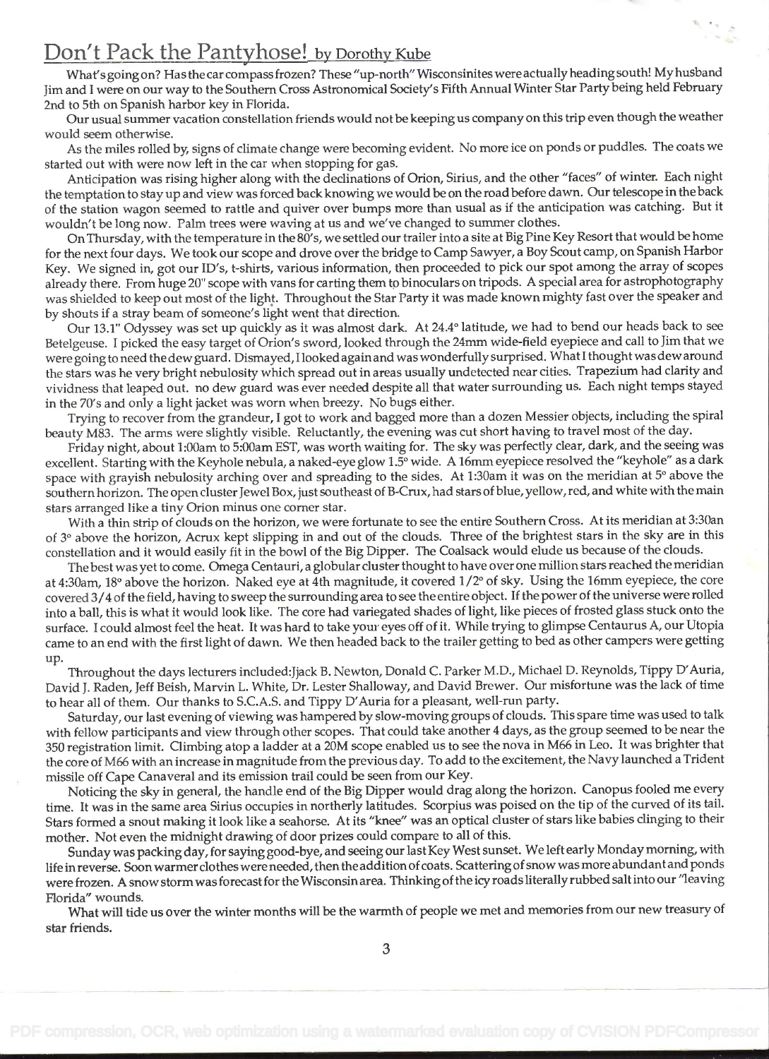# Don't Pack the Pantyhose! by Dorothy Kube

What's going on? Has the car compass frozen? These "up-north" Wisconsinites were actually heading south! My husband Jim and I were on our way to the Southern Cross Astronomical Society's Fifth Annual Winter Star Party being held February 2nd to 5th on Spanish harbor key in Florida.

Our usual summer vacation constellation friends would not be keeping us company on this trip even though the weather would seem otherwise.

As the miles rolled by, signs of climate change were becoming evident. No more ice on ponds or puddles. The coats we started out with were now left in the car when stopping for gas.

Anticipation was rising higher along with the declinations of Orion, Sirius, and the other "faces" of winter. Each night the temptation to stay up and view was forced back knowing we would be on the road before dawn. Our telescope in the back of the station wagon seemed to rattle and quiver over bumps more than usual as if the anticipation was catching. But it wouldn't be long now. Palm trees were waving at us and we've changed to summer clothes.

On Thursday, with the temperature in the 80's, we settled our trailer into a site at Big Pine Key Resort that would be home for the next four days. We took our scope and drove over the bridge to Camp Sawyer, a Boy Scout camp, on Spanish Harbor Key. We signed in, got our ID's, t-shirts, various information, then proceeded to pick our spot among the array of scopes already there. From huge 20" scope with vans for carting them to binoculars on tripods. A special area for astrophotography was shielded to keep out most of the light. Throughout the Star Party it was made known mighty fast over the speaker and by shouts if a stray beam of someone's light went that direction.

Our 13.1" Odyssey was set up quickly as it was almost dark. At 24.4° latitude, we had to bend our heads back to see Betelgeuse. I picked the easy target of Orion's sword, looked through the 24mm wide-field eyepiece and call to Jim that we were going to need the dew guard. Dismayed, I looked again and was wonderfully surprised. What I thought was dew around the stars was he very bright nebulosity which spread out in areas usually undetected near cities. Trapezium had clarity and vividness that leaped out. no dew guard was ever needed despite all that water surrounding us. Each night temps stayed in the 70's and only a light jacket was worn when breezy. No bugs either.

Trying to recover from the grandeur, I got to work and bagged more than a dozen Messier objects, including the spiral beauty M83. The arms were slightly visible. Reluctantly, the evening was cut short having to travel most of the day.

Friday night, about 1:00am to 5:00am EST, was worth waiting for. The sky was perfectly clear, dark, and the seeing was excellent. Starting with the Keyhole nebula, a naked-eye glow 1.5° wide. A 16mm eyepiece resolved the "keyhole" as a dark space with grayish nebulosity arching over and spreading to the sides. At 1:30am it was on the meridian at 5° above the southern horizon. The open cluster Jewel Box, just southeast of B-Crux, had stars of blue, yellow, red, and white with the main stars arranged like a tiny Orion minus one corner star.

With a thin strip of clouds on the horizon, we were fortunate to see the entire Southern Cross. At its meridian at 3:30an of 3° above the horizon, Acrux kept slipping in and out of the clouds. Three of the brightest stars in the sky are in this constellation and it would easily fit in the bowl of the Big Dipper. The Coalsack would elude us because of the clouds.

The best was yet to come. Omega Centauri, a globular cluster thought to have over one million stars reached the meridian at 4:30am, 18° above the horizon. Naked eye at 4th magnitude, it covered 1/2° of sky. Using the 16mm eyepiece, the core covered 3/4 of the field, having to sweep the surrounding area to see the entire object. If the power of the universe were rolled into a ball, this is what it would look like. The core had variegated shades of light, like pieces of frosted glass stuck onto the surface. I could almost feel the heat. It was hard to take your eyes off of it. While trying to glimpse Centaurus A, our Utopia came to an end with the first light of dawn. We then headed back to the trailer getting to bed as other campers were getting up.

Throughout the days lecturers included:Jjack B. Newton, Donald C. Parker M.D., Michael D. Reynolds, Tippy D'Auria, David J. Raden, Jeff Beish, Marvin L. White, Dr. Lester Shalloway, and David Brewer. Our misfortune was the lack of time to hear all of them. Our thanks to S.C.A.S. and Tippy D'Auria for a pleasant, well-run party.

Saturday, our last evening of viewing was hampered by slow-moving groups of clouds. This spare time was used to talk with fellow participants and view through other scopes. That could take another 4 days, as the group seemed to be near the 350 registration limit. Climbing atop a ladder at a 20M scope enabled us to see the nova in M66 in Leo. It was brighter that the core of M66 with an increase in magnitude from the previous day. To add to the excitement, the Navy launched a Trident missile off Cape Canaveral and its emission trail could be seen from our Key.

Noticing the sky in general, the handle end of the Big Dipper would drag along the horizon. Canopus fooled me every time. It was in the same area Sirius occupies in northerly latitudes. Scorpius was poised on the tip of the curved of its tail. Stars formed a snout making it look like a seahorse. At its "knee" was an optical cluster of stars like babies clinging to their mother. Not even the midnight drawing of door prizes could compare to all of this.

Sunday was packing day, for saying good-bye, and seeing our last Key West sunset. We left early Monday morning, with life in reverse. Soon warmer clothes were needed, then the addition of coats. Scattering of snow was more abundant and ponds were frozen. A snow storm was forecast for the Wisconsin area. Thinking of the icy roads literally rubbed salt into our "leaving Florida" wounds.

What will tide us over the winter months will be the warmth of people we met and memories from our new treasury of star friends.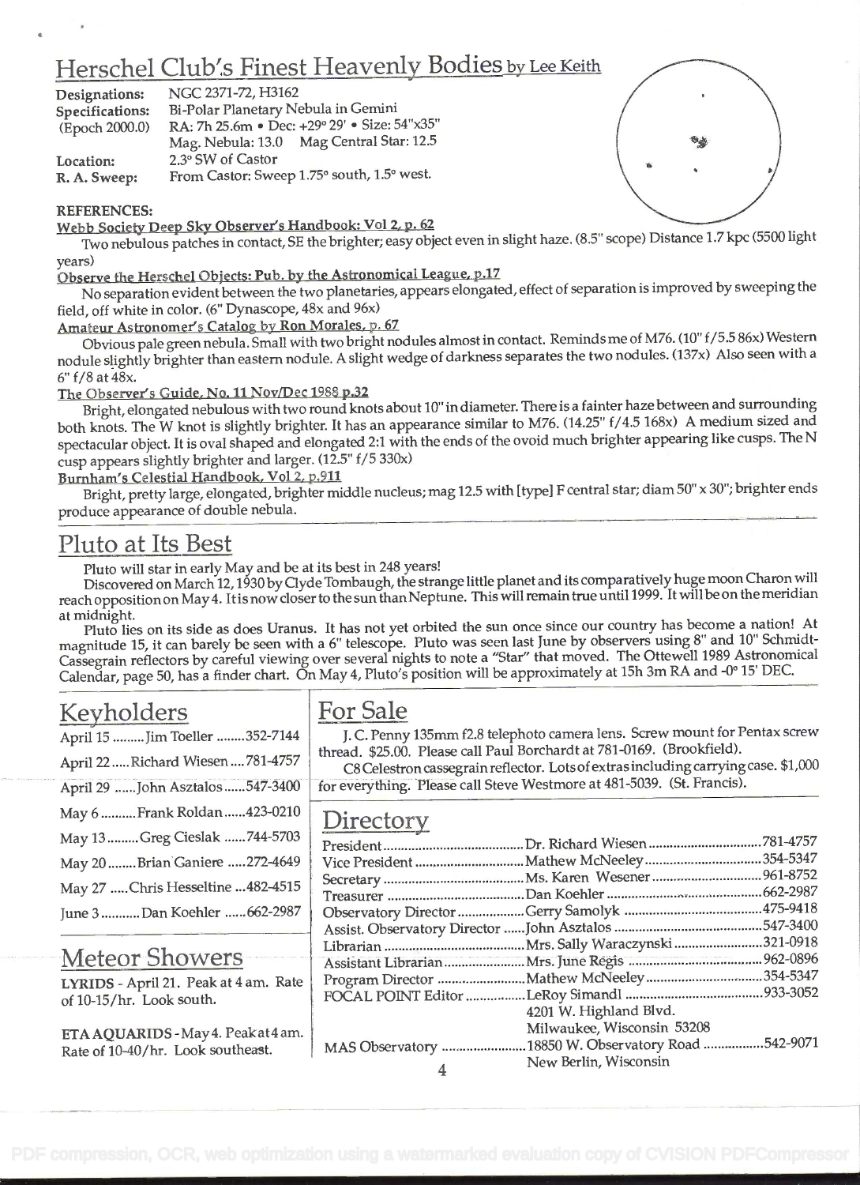## Herschel Club's Finest Heavenly Bodies by Lee Keith

| | |
|---|---|
| **Designations:** | NGC 2371-72, H3162 |
| **Specifications:** | Bi-Polar Planetary Nebula in Gemini |
| (Epoch 2000.0) | RA: 7h 25.6m • Dec: +29° 29' • Size: 54"x35" |
| | Mag. Nebula: 13.0 Mag Central Star: 12.5 |
| **Location:** | 2.3° SW of Castor |
| **R. A. Sweep:** | From Castor: Sweep 1.75° south, 1.5° west. |

**REFERENCES:**

**Webb Society Deep Sky Observer's Handbook: Vol 2, p. 62**

Two nebulous patches in contact, SE the brighter; easy object even in slight haze. (8.5" scope) Distance 1.7 kpc (5500 light years)

**Observe the Herschel Objects: Pub. by the Astronomical League, p.17**

No separation evident between the two planetaries, appears elongated, effect of separation is improved by sweeping the field, off white in color. (6" Dynascope, 48x and 96x)

**Amateur Astronomer's Catalog by Ron Morales, p. 67**

Obvious pale green nebula. Small with two bright nodules almost in contact. Reminds me of M76. (10" f/5.5 86x) Western nodule slightly brighter than eastern nodule. A slight wedge of darkness separates the two nodules. (137x) Also seen with a 6" f/8 at 48x.

**The Observer's Guide, No. 11 Nov/Dec 1988 p.32**

Bright, elongated nebulous with two round knots about 10" in diameter. There is a fainter haze between and surrounding both knots. The W knot is slightly brighter. It has an appearance similar to M76. (14.25" f/4.5 168x) A medium sized and spectacular object. It is oval shaped and elongated 2:1 with the ends of the ovoid much brighter appearing like cusps. The N cusp appears slightly brighter and larger. (12.5" f/5 330x)

**Burnham's Celestial Handbook, Vol 2, p.911**

Bright, pretty large, elongated, brighter middle nucleus; mag 12.5 with [type] F central star; diam 50" x 30"; brighter ends produce appearance of double nebula.

## Pluto at Its Best

Pluto will star in early May and be at its best in 248 years!

Discovered on March 12, 1930 by Clyde Tombaugh, the strange little planet and its comparatively huge moon Charon will reach opposition on May 4. It is now closer to the sun than Neptune. This will remain true until 1999. It will be on the meridian at midnight.

Pluto lies on its side as does Uranus. It has not yet orbited the sun once since our country has become a nation! At magnitude 15, it can barely be seen with a 6" telescope. Pluto was seen last June by observers using 8" and 10" Schmidt-Cassegrain reflectors by careful viewing over several nights to note a "Star" that moved. The Ottewell 1989 Astronomical Calendar, page 50, has a finder chart. On May 4, Pluto's position will be approximately at 15h 3m RA and -0° 15' DEC.

## Keyholders

| | | |
|---|---|---|
| April 15 | Jim Toeller | 352-7144 |
| April 22 | Richard Wiesen | 781-4757 |
| April 29 | John Asztalos | 547-3400 |
| May 6 | Frank Roldan | 423-0210 |
| May 13 | Greg Cieslak | 744-5703 |
| May 20 | Brian Ganiere | 272-4649 |
| May 27 | Chris Hesseltine | 482-4515 |
| June 3 | Dan Koehler | 662-2987 |

## Meteor Showers

**LYRIDS** - April 21. Peak at 4 am. Rate of 10-15/hr. Look south.

**ETA AQUARIDS** - May 4. Peak at 4 am. Rate of 10-40/hr. Look southeast.

## For Sale

J. C. Penny 135mm f2.8 telephoto camera lens. Screw mount for Pentax screw thread. $25.00. Please call Paul Borchardt at 781-0169. (Brookfield).

C8 Celestron cassegrain reflector. Lots of extras including carrying case. $1,000 for everything. Please call Steve Westmore at 481-5039. (St. Francis).

## Directory

| | | |
|---|---|---|
| President | Dr. Richard Wiesen | 781-4757 |
| Vice President | Mathew McNeeley | 354-5347 |
| Secretary | Ms. Karen Wesener | 961-8752 |
| Treasurer | Dan Koehler | 662-2987 |
| Observatory Director | Gerry Samolyk | 475-9418 |
| Assist. Observatory Director | John Asztalos | 547-3400 |
| Librarian | Mrs. Sally Waraczynski | 321-0918 |
| Assistant Librarian | Mrs. June Regis | 962-0896 |
| Program Director | Mathew McNeeley | 354-5347 |
| FOCAL POINT Editor | LeRoy Simandl | 933-3052 |
| | 4201 W. Highland Blvd. Milwaukee, Wisconsin 53208 | |
| MAS Observatory | 18850 W. Observatory Road New Berlin, Wisconsin | 542-9071 |